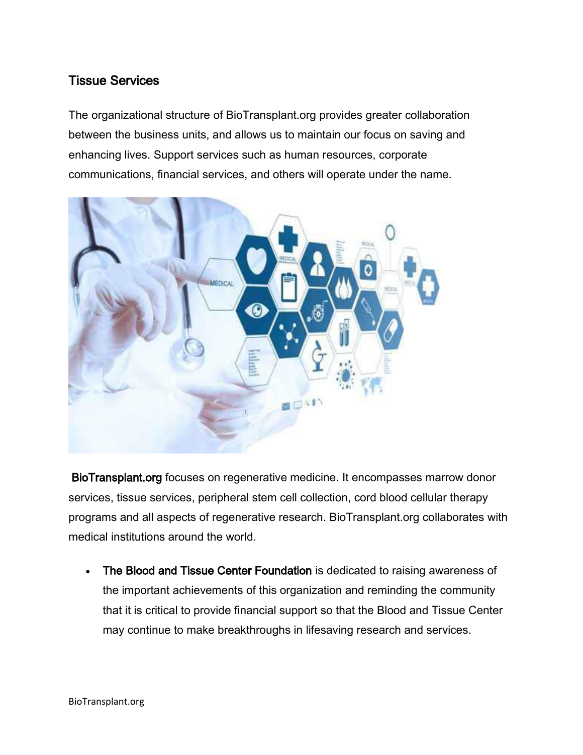## Tissue Services

The organizational structure of BioTransplant.org provides greater collaboration between the business units, and allows us to maintain our focus on saving and enhancing lives. Support services such as human resources, corporate communications, financial services, and others will operate under the name.

BioTransplant.org focuses on regenerative medicine. It encompasses marrow donor services, tissue services, peripheral stem cell collection, cord blood cellular therapy programs and all aspects of regenerative research. BioTransplant.org collaborates with medical institutions around the world.

- The Blood and Tissue Center Foundation is dedicated to raising awareness of the important achievements of this organization and reminding the community that it is critical to provide financial support so that the Blood and Tissue Center may continue to make breakthroughs in lifesaving research and services.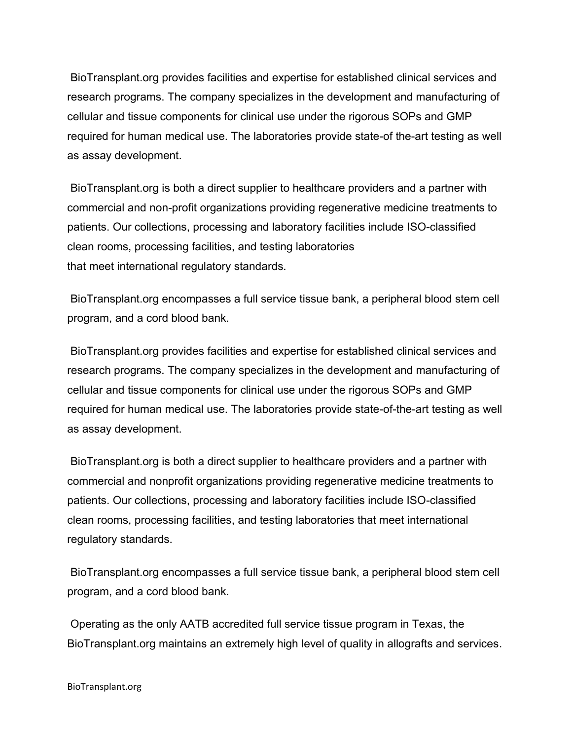BioTransplant.org provides facilities and expertise for established clinical services and research programs. The company specializes in the development and manufacturing of cellular and tissue components for clinical use under the rigorous SOPs and GMP required for human medical use. The laboratories provide state-of the-art testing as well as assay development.

BioTransplant.org is both a direct supplier to healthcare providers and a partner with commercial and non-profit organizations providing regenerative medicine treatments to patients. Our collections, processing and laboratory facilities include ISO-classified clean rooms, processing facilities, and testing laboratories that meet international regulatory standards.

BioTransplant.org encompasses a full service tissue bank, a peripheral blood stem cell program, and a cord blood bank.

BioTransplant.org provides facilities and expertise for established clinical services and research programs. The company specializes in the development and manufacturing of cellular and tissue components for clinical use under the rigorous SOPs and GMP required for human medical use. The laboratories provide state-of-the-art testing as well as assay development.

BioTransplant.org is both a direct supplier to healthcare providers and a partner with commercial and nonprofit organizations providing regenerative medicine treatments to patients. Our collections, processing and laboratory facilities include ISO-classified clean rooms, processing facilities, and testing laboratories that meet international regulatory standards.

BioTransplant.org encompasses a full service tissue bank, a peripheral blood stem cell program, and a cord blood bank.

Operating as the only AATB accredited full service tissue program in Texas, the BioTransplant.org maintains an extremely high level of quality in allografts and services.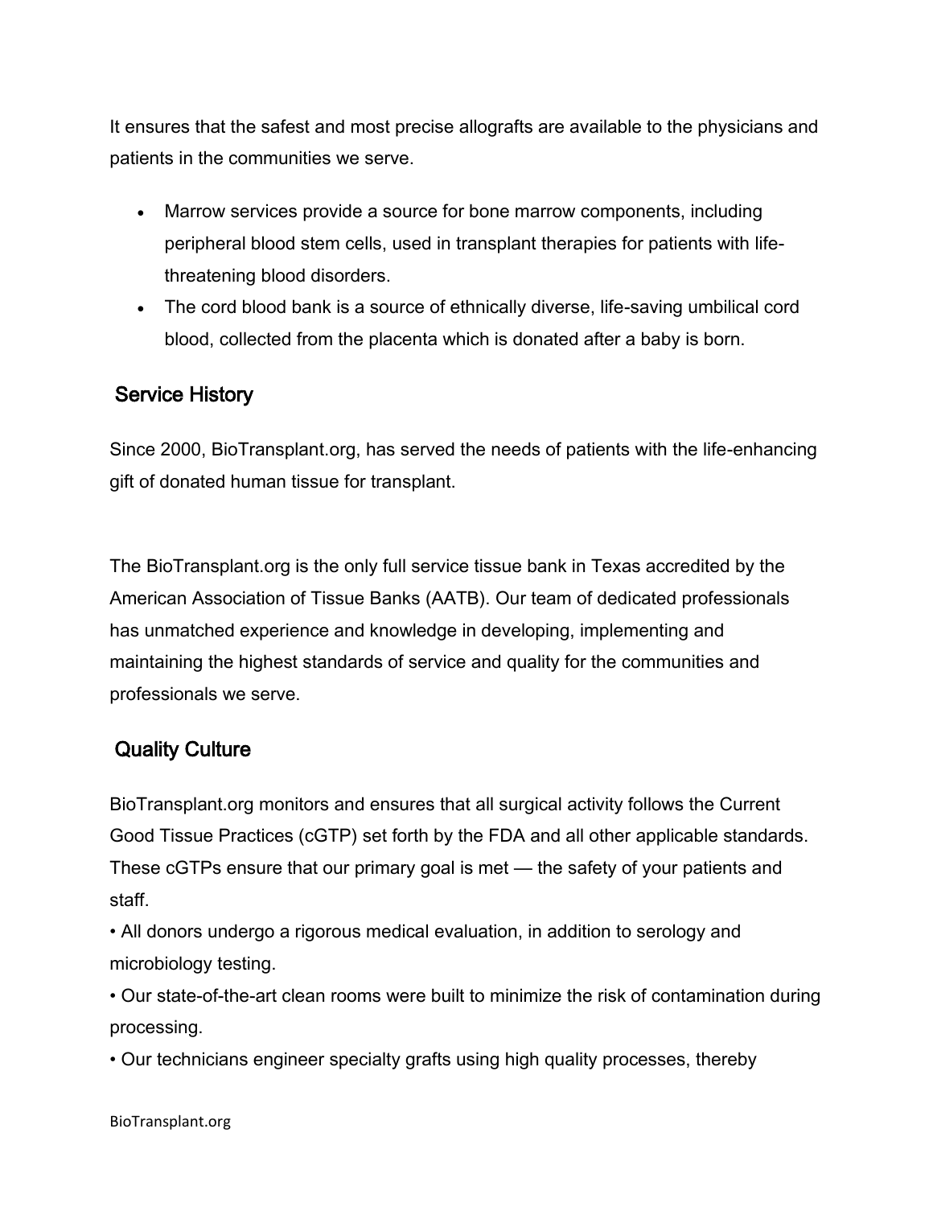It ensures that the safest and most precise allografts are available to the physicians and patients in the communities we serve.

- Marrow services provide a source for bone marrow components, including peripheral blood stem cells, used in transplant therapies for patients with life-threatening blood disorders.
- The cord blood bank is a source of ethnically diverse, life-saving umbilical cord blood, collected from the placenta which is donated after a baby is born.

## Service History

Since 2000, BioTransplant.org, has served the needs of patients with the life-enhancing gift of donated human tissue for transplant.

The BioTransplant.org is the only full service tissue bank in Texas accredited by the American Association of Tissue Banks (AATB). Our team of dedicated professionals has unmatched experience and knowledge in developing, implementing and maintaining the highest standards of service and quality for the communities and professionals we serve.

## Quality Culture

BioTransplant.org monitors and ensures that all surgical activity follows the Current Good Tissue Practices (cGTP) set forth by the FDA and all other applicable standards. These cGTPs ensure that our primary goal is met — the safety of your patients and staff.

• All donors undergo a rigorous medical evaluation, in addition to serology and microbiology testing.

• Our state-of-the-art clean rooms were built to minimize the risk of contamination during processing.

• Our technicians engineer specialty grafts using high quality processes, thereby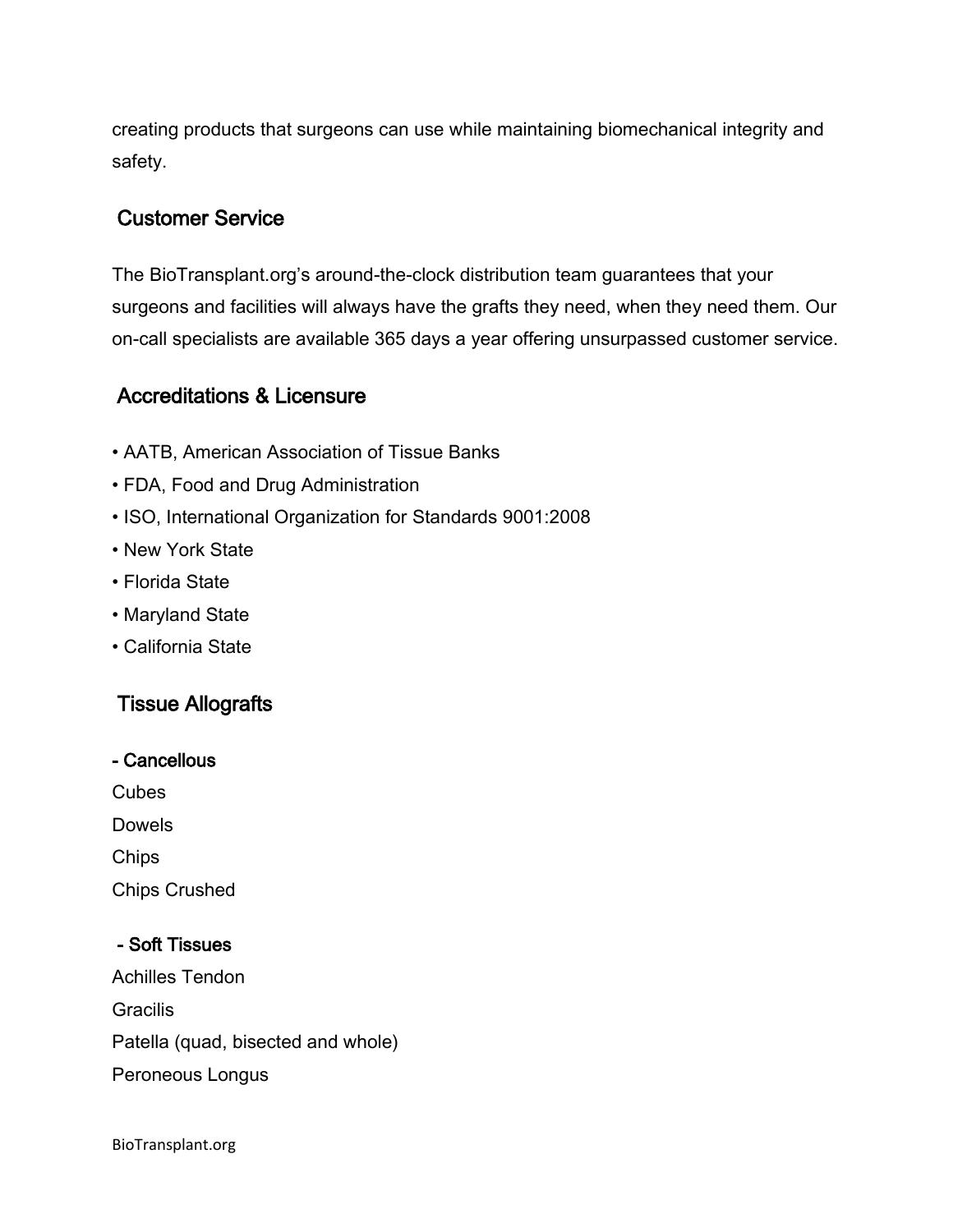creating products that surgeons can use while maintaining biomechanical integrity and safety.

## Customer Service

The BioTransplant.org's around-the-clock distribution team guarantees that your surgeons and facilities will always have the grafts they need, when they need them. Our on-call specialists are available 365 days a year offering unsurpassed customer service.

## Accreditations & Licensure

- AATB, American Association of Tissue Banks
- FDA, Food and Drug Administration
- ISO, International Organization for Standards 9001:2008
- New York State
- Florida State
- Maryland State
- California State

## Tissue Allografts

### - Cancellous

Cubes

Dowels

Chips

Chips Crushed

### - Soft Tissues

Achilles Tendon

Gracilis

Patella (quad, bisected and whole)

Peroneous Longus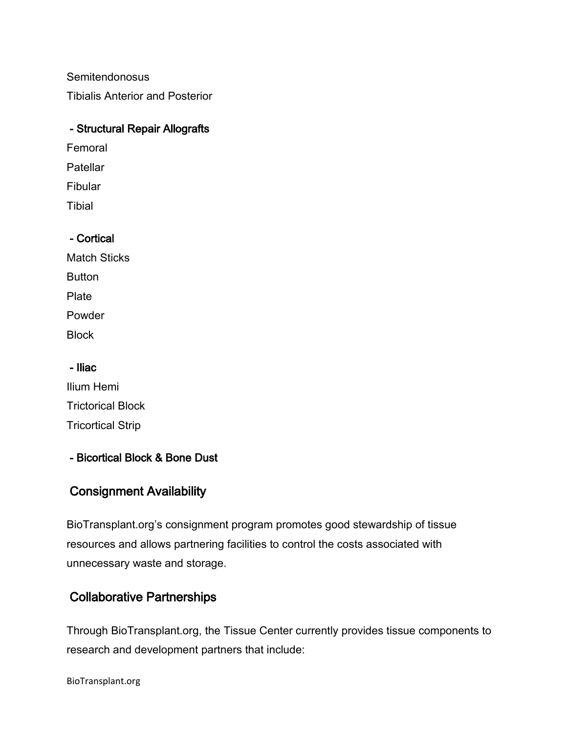Semitendonosus

Tibialis Anterior and Posterior

### - Structural Repair Allografts

Femoral

Patellar

Fibular

Tibial

### - Cortical

Match Sticks

Button

Plate

Powder

Block

### - Iliac

Ilium Hemi

Trictorical Block

Tricortical Strip

### - Bicortical Block & Bone Dust

## Consignment Availability

BioTransplant.org's consignment program promotes good stewardship of tissue resources and allows partnering facilities to control the costs associated with unnecessary waste and storage.

## Collaborative Partnerships

Through BioTransplant.org, the Tissue Center currently provides tissue components to research and development partners that include: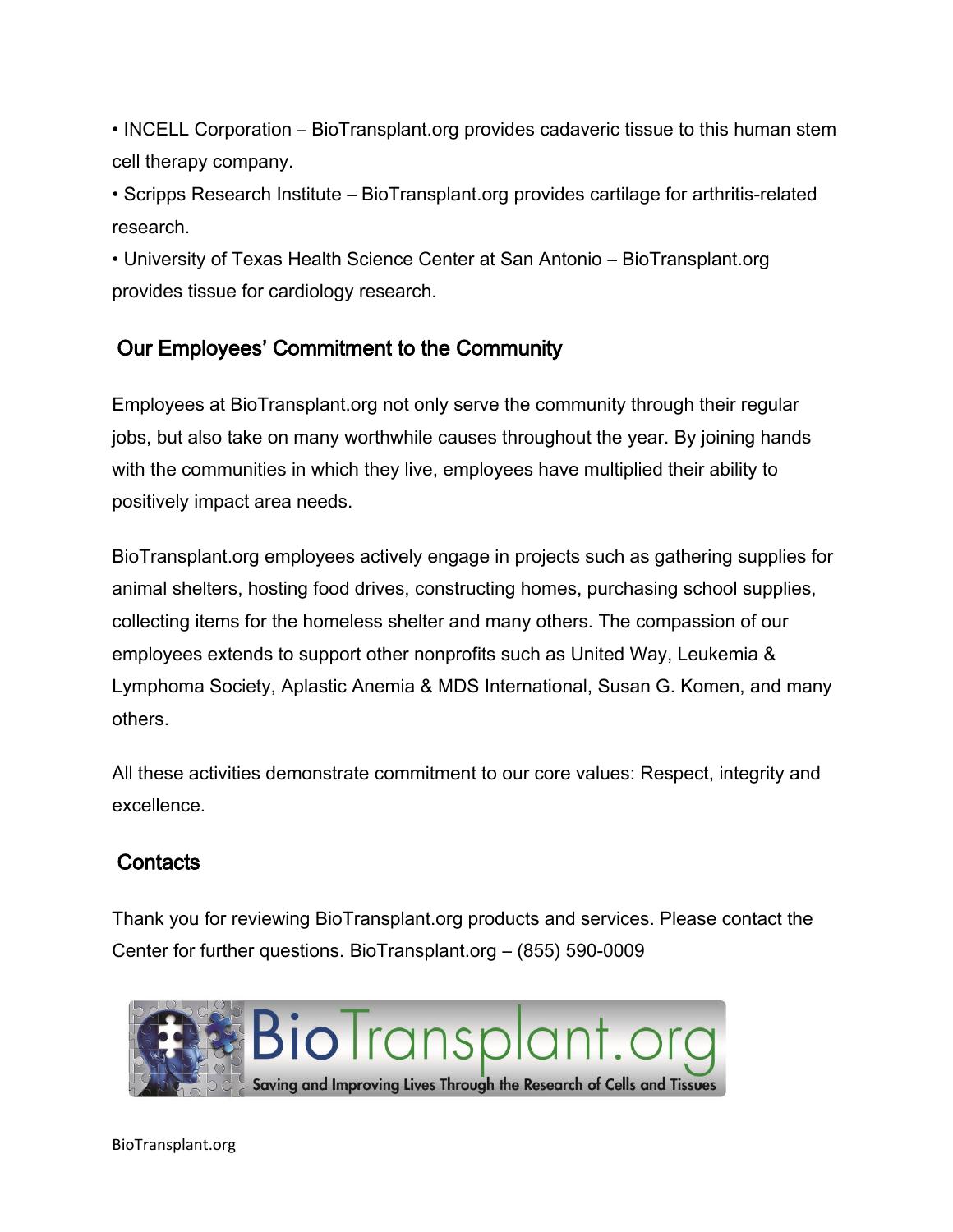- INCELL Corporation – BioTransplant.org provides cadaveric tissue to this human stem cell therapy company.
- Scripps Research Institute – BioTransplant.org provides cartilage for arthritis-related research.
- University of Texas Health Science Center at San Antonio – BioTransplant.org provides tissue for cardiology research.

## Our Employees' Commitment to the Community

Employees at BioTransplant.org not only serve the community through their regular jobs, but also take on many worthwhile causes throughout the year. By joining hands with the communities in which they live, employees have multiplied their ability to positively impact area needs.

BioTransplant.org employees actively engage in projects such as gathering supplies for animal shelters, hosting food drives, constructing homes, purchasing school supplies, collecting items for the homeless shelter and many others. The compassion of our employees extends to support other nonprofits such as United Way, Leukemia & Lymphoma Society, Aplastic Anemia & MDS International, Susan G. Komen, and many others.

All these activities demonstrate commitment to our core values: Respect, integrity and excellence.

## Contacts

Thank you for reviewing BioTransplant.org products and services. Please contact the Center for further questions. BioTransplant.org – (855) 590-0009

BioTransplant.org

Saving and Improving Lives Through the Research of Cells and Tissues